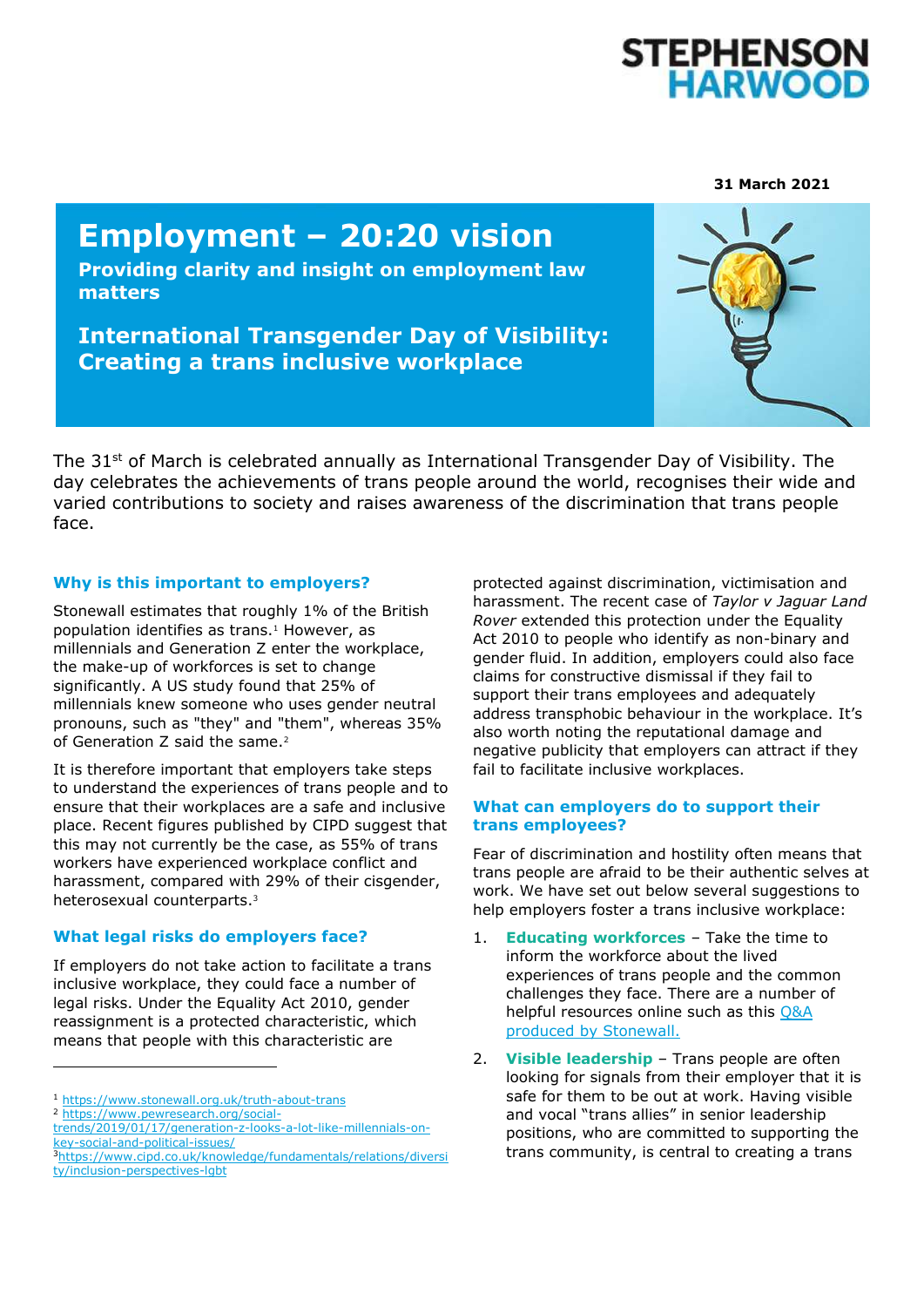STEPHENSON HARWOOD

**31 March 2021**

# Employment – 20:20 vision

**Providing clarity and insight on employment law matters**

## International Transgender Day of Visibility: Creating a trans inclusive workplace

The 31st of March is celebrated annually as International Transgender Day of Visibility. The day celebrates the achievements of trans people around the world, recognises their wide and varied contributions to society and raises awareness of the discrimination that trans people face.

### Why is this important to employers?

Stonewall estimates that roughly 1% of the British population identifies as trans.[1] However, as millennials and Generation Z enter the workplace, the make-up of workforces is set to change significantly. A US study found that 25% of millennials knew someone who uses gender neutral pronouns, such as "they" and "them", whereas 35% of Generation Z said the same.[2]

It is therefore important that employers take steps to understand the experiences of trans people and to ensure that their workplaces are a safe and inclusive place. Recent figures published by CIPD suggest that this may not currently be the case, as 55% of trans workers have experienced workplace conflict and harassment, compared with 29% of their cisgender, heterosexual counterparts.[3]

### What legal risks do employers face?

If employers do not take action to facilitate a trans inclusive workplace, they could face a number of legal risks. Under the Equality Act 2010, gender reassignment is a protected characteristic, which means that people with this characteristic are protected against discrimination, victimisation and harassment. The recent case of *Taylor v Jaguar Land Rover* extended this protection under the Equality Act 2010 to people who identify as non-binary and gender fluid. In addition, employers could also face claims for constructive dismissal if they fail to support their trans employees and adequately address transphobic behaviour in the workplace. It's also worth noting the reputational damage and negative publicity that employers can attract if they fail to facilitate inclusive workplaces.

### What can employers do to support their trans employees?

Fear of discrimination and hostility often means that trans people are afraid to be their authentic selves at work. We have set out below several suggestions to help employers foster a trans inclusive workplace:

1. **Educating workforces** – Take the time to inform the workforce about the lived experiences of trans people and the common challenges they face. There are a number of helpful resources online such as this [Q&A produced by Stonewall.](#)
2. **Visible leadership** – Trans people are often looking for signals from their employer that it is safe for them to be out at work. Having visible and vocal "trans allies" in senior leadership positions, who are committed to supporting the trans community, is central to creating a trans

---

[1] https://www.stonewall.org.uk/truth-about-trans

[2] https://www.pewresearch.org/social-trends/2019/01/17/generation-z-looks-a-lot-like-millennials-on-key-social-and-political-issues/

[3] https://www.cipd.co.uk/knowledge/fundamentals/relations/diversity/inclusion-perspectives-lgbt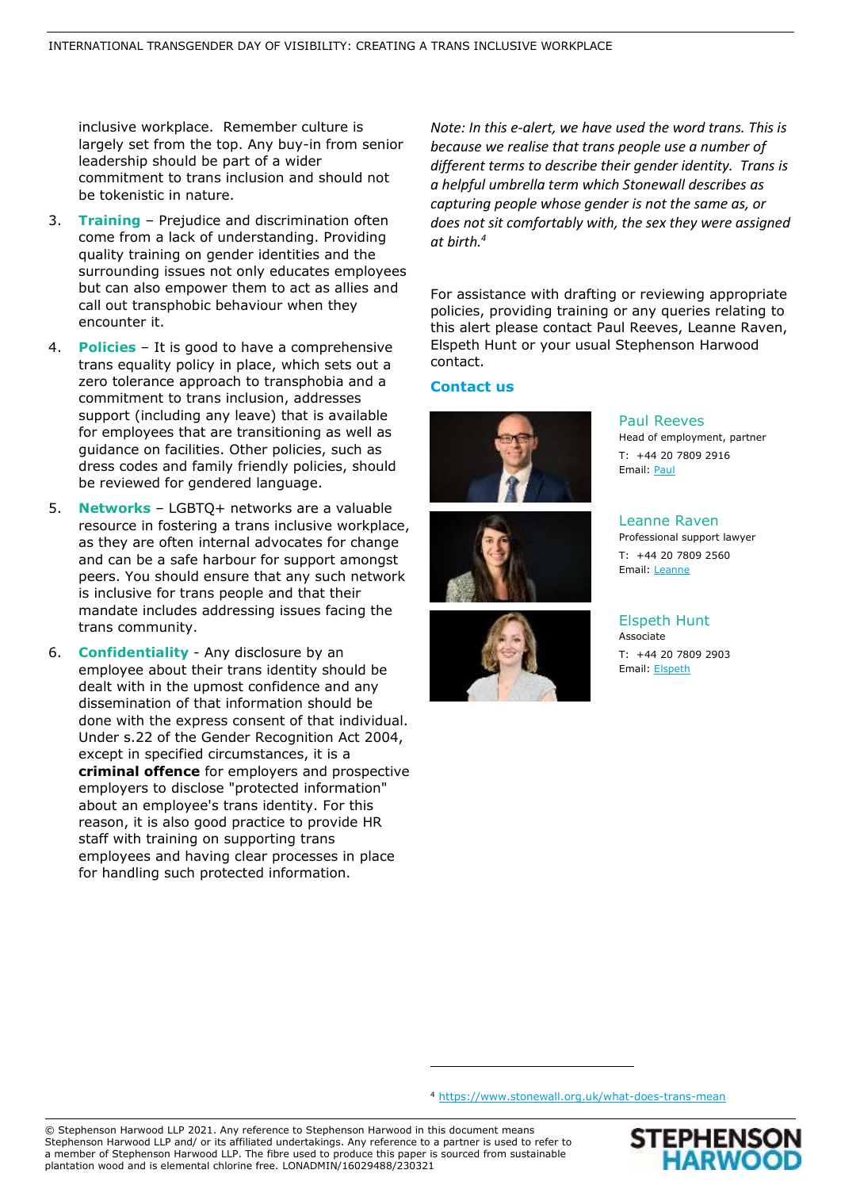inclusive workplace. Remember culture is largely set from the top. Any buy-in from senior leadership should be part of a wider commitment to trans inclusion and should not be tokenistic in nature.

3. **Training** – Prejudice and discrimination often come from a lack of understanding. Providing quality training on gender identities and the surrounding issues not only educates employees but can also empower them to act as allies and call out transphobic behaviour when they encounter it.
4. **Policies** – It is good to have a comprehensive trans equality policy in place, which sets out a zero tolerance approach to transphobia and a commitment to trans inclusion, addresses support (including any leave) that is available for employees that are transitioning as well as guidance on facilities. Other policies, such as dress codes and family friendly policies, should be reviewed for gendered language.
5. **Networks** – LGBTQ+ networks are a valuable resource in fostering a trans inclusive workplace, as they are often internal advocates for change and can be a safe harbour for support amongst peers. You should ensure that any such network is inclusive for trans people and that their mandate includes addressing issues facing the trans community.
6. **Confidentiality** - Any disclosure by an employee about their trans identity should be dealt with in the upmost confidence and any dissemination of that information should be done with the express consent of that individual. Under s.22 of the Gender Recognition Act 2004, except in specified circumstances, it is a **criminal offence** for employers and prospective employers to disclose "protected information" about an employee's trans identity. For this reason, it is also good practice to provide HR staff with training on supporting trans employees and having clear processes in place for handling such protected information.

*Note: In this e-alert, we have used the word trans. This is because we realise that trans people use a number of different terms to describe their gender identity. Trans is a helpful umbrella term which Stonewall describes as capturing people whose gender is not the same as, or does not sit comfortably with, the sex they were assigned at birth.*[4]

For assistance with drafting or reviewing appropriate policies, providing training or any queries relating to this alert please contact Paul Reeves, Leanne Raven, Elspeth Hunt or your usual Stephenson Harwood contact.

## Contact us

**Paul Reeves**
Head of employment, partner
T: +44 20 7809 2916
Email: Paul

**Leanne Raven**
Professional support lawyer
T: +44 20 7809 2560
Email: Leanne

**Elspeth Hunt**
Associate
T: +44 20 7809 2903
Email: Elspeth

[4] https://www.stonewall.org.uk/what-does-trans-mean

© Stephenson Harwood LLP 2021. Any reference to Stephenson Harwood in this document means Stephenson Harwood LLP and/ or its affiliated undertakings. Any reference to a partner is used to refer to a member of Stephenson Harwood LLP. The fibre used to produce this paper is sourced from sustainable plantation wood and is elemental chlorine free. LONADMIN/16029488/230321